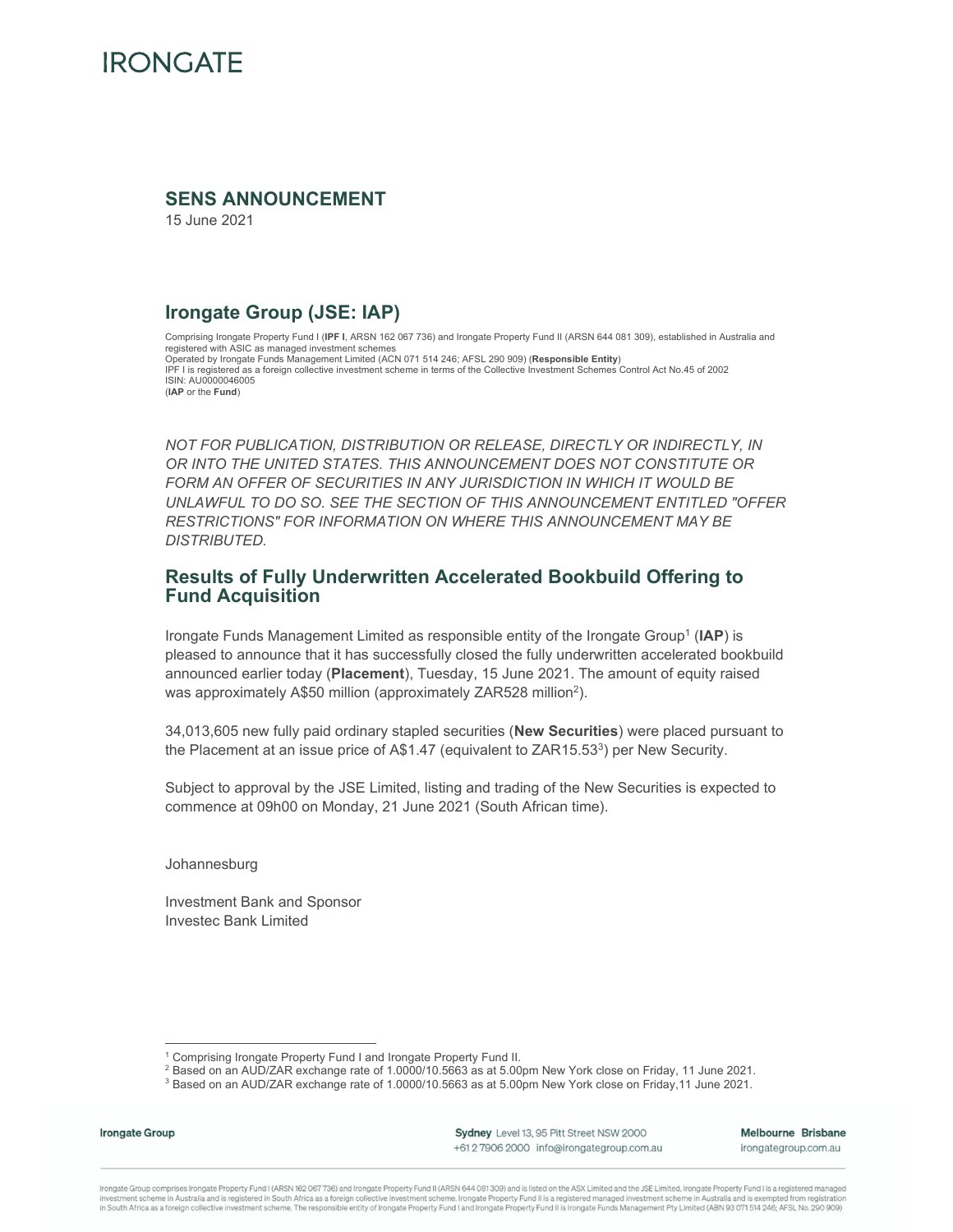IRONGATE

# SENS ANNOUNCEMENT

15 June 2021

## Irongate Group (JSE: IAP)

Comprising Irongate Property Fund I (**IPF I**, ARSN 162 067 736) and Irongate Property Fund II (ARSN 644 081 309), established in Australia and registered with ASIC as managed investment schemes
Operated by Irongate Funds Management Limited (ACN 071 514 246; AFSL 290 909) (**Responsible Entity**)
IPF I is registered as a foreign collective investment scheme in terms of the Collective Investment Schemes Control Act No.45 of 2002
ISIN: AU0000046005
(**IAP** or the **Fund**)

*NOT FOR PUBLICATION, DISTRIBUTION OR RELEASE, DIRECTLY OR INDIRECTLY, IN OR INTO THE UNITED STATES. THIS ANNOUNCEMENT DOES NOT CONSTITUTE OR FORM AN OFFER OF SECURITIES IN ANY JURISDICTION IN WHICH IT WOULD BE UNLAWFUL TO DO SO. SEE THE SECTION OF THIS ANNOUNCEMENT ENTITLED "OFFER RESTRICTIONS" FOR INFORMATION ON WHERE THIS ANNOUNCEMENT MAY BE DISTRIBUTED.*

## Results of Fully Underwritten Accelerated Bookbuild Offering to Fund Acquisition

Irongate Funds Management Limited as responsible entity of the Irongate Group[1] (**IAP**) is pleased to announce that it has successfully closed the fully underwritten accelerated bookbuild announced earlier today (**Placement**), Tuesday, 15 June 2021. The amount of equity raised was approximately A$50 million (approximately ZAR528 million[2]).

34,013,605 new fully paid ordinary stapled securities (**New Securities**) were placed pursuant to the Placement at an issue price of A$1.47 (equivalent to ZAR15.53[3]) per New Security.

Subject to approval by the JSE Limited, listing and trading of the New Securities is expected to commence at 09h00 on Monday, 21 June 2021 (South African time).

Johannesburg

Investment Bank and Sponsor
Investec Bank Limited

[1] Comprising Irongate Property Fund I and Irongate Property Fund II.
[2] Based on an AUD/ZAR exchange rate of 1.0000/10.5663 as at 5.00pm New York close on Friday, 11 June 2021.
[3] Based on an AUD/ZAR exchange rate of 1.0000/10.5663 as at 5.00pm New York close on Friday,11 June 2021.

**Irongate Group**

**Sydney** Level 13, 95 Pitt Street NSW 2000
+61 2 7906 2000 info@irongategroup.com.au

**Melbourne Brisbane**
irongategroup.com.au

Irongate Group comprises Irongate Property Fund I (ARSN 162 067 736) and Irongate Property Fund II (ARSN 644 081 309) and is listed on the ASX Limited and the JSE Limited. Irongate Property Fund I is a registered managed investment scheme in Australia and is registered in South Africa as a foreign collective investment scheme. Irongate Property Fund II is a registered managed investment scheme in Australia and is exempted from registration in South Africa as a foreign collective investment scheme. The responsible entity of Irongate Property Fund I and Irongate Property Fund II is Irongate Funds Management Pty Limited (ABN 93 071 514 246; AFSL No. 290 909)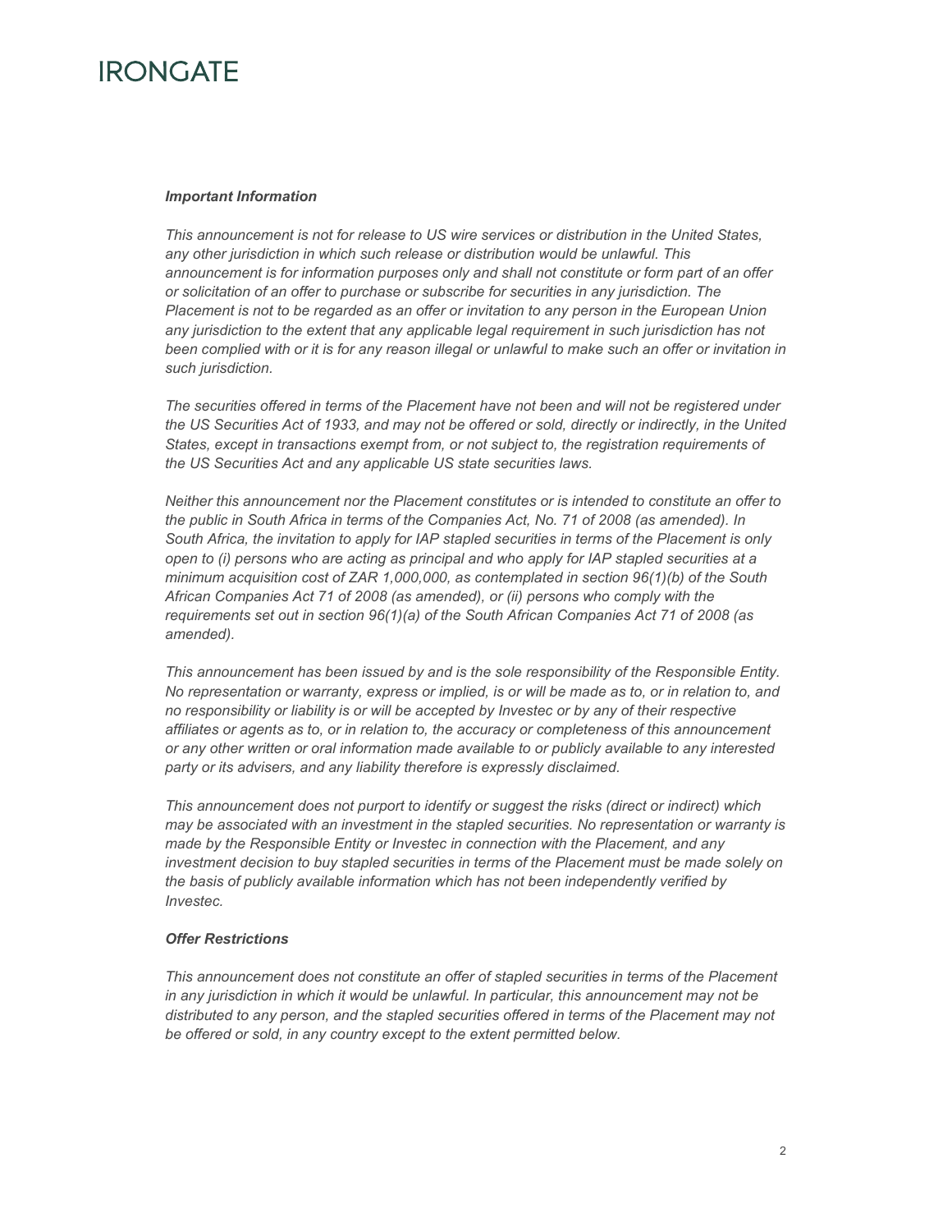*Important Information*

*This announcement is not for release to US wire services or distribution in the United States, any other jurisdiction in which such release or distribution would be unlawful. This announcement is for information purposes only and shall not constitute or form part of an offer or solicitation of an offer to purchase or subscribe for securities in any jurisdiction. The Placement is not to be regarded as an offer or invitation to any person in the European Union any jurisdiction to the extent that any applicable legal requirement in such jurisdiction has not been complied with or it is for any reason illegal or unlawful to make such an offer or invitation in such jurisdiction.*

*The securities offered in terms of the Placement have not been and will not be registered under the US Securities Act of 1933, and may not be offered or sold, directly or indirectly, in the United States, except in transactions exempt from, or not subject to, the registration requirements of the US Securities Act and any applicable US state securities laws.*

*Neither this announcement nor the Placement constitutes or is intended to constitute an offer to the public in South Africa in terms of the Companies Act, No. 71 of 2008 (as amended). In South Africa, the invitation to apply for IAP stapled securities in terms of the Placement is only open to (i) persons who are acting as principal and who apply for IAP stapled securities at a minimum acquisition cost of ZAR 1,000,000, as contemplated in section 96(1)(b) of the South African Companies Act 71 of 2008 (as amended), or (ii) persons who comply with the requirements set out in section 96(1)(a) of the South African Companies Act 71 of 2008 (as amended).*

*This announcement has been issued by and is the sole responsibility of the Responsible Entity. No representation or warranty, express or implied, is or will be made as to, or in relation to, and no responsibility or liability is or will be accepted by Investec or by any of their respective affiliates or agents as to, or in relation to, the accuracy or completeness of this announcement or any other written or oral information made available to or publicly available to any interested party or its advisers, and any liability therefore is expressly disclaimed.*

*This announcement does not purport to identify or suggest the risks (direct or indirect) which may be associated with an investment in the stapled securities. No representation or warranty is made by the Responsible Entity or Investec in connection with the Placement, and any investment decision to buy stapled securities in terms of the Placement must be made solely on the basis of publicly available information which has not been independently verified by Investec.*

*Offer Restrictions*

*This announcement does not constitute an offer of stapled securities in terms of the Placement in any jurisdiction in which it would be unlawful. In particular, this announcement may not be distributed to any person, and the stapled securities offered in terms of the Placement may not be offered or sold, in any country except to the extent permitted below.*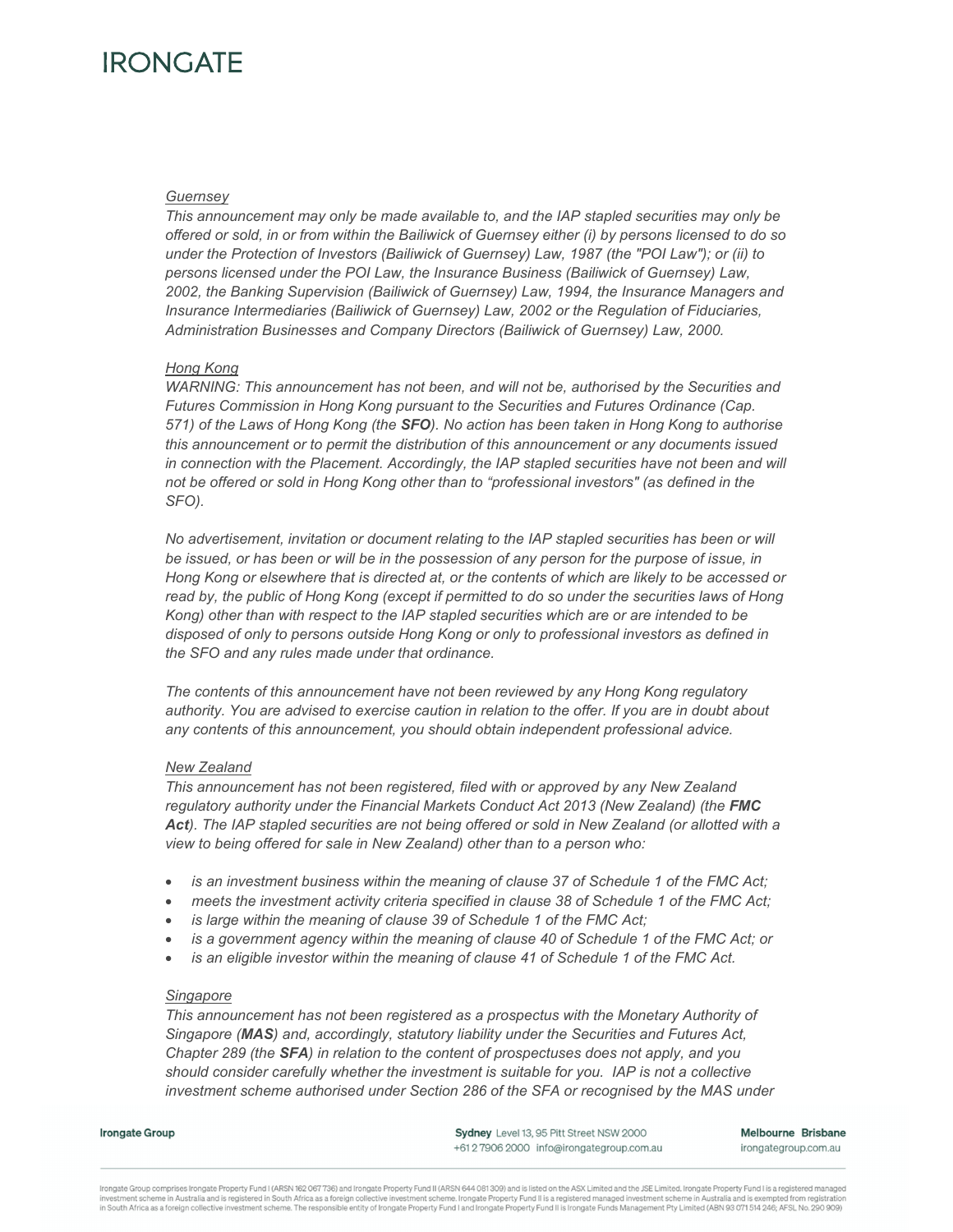*Guernsey*

*This announcement may only be made available to, and the IAP stapled securities may only be offered or sold, in or from within the Bailiwick of Guernsey either (i) by persons licensed to do so under the Protection of Investors (Bailiwick of Guernsey) Law, 1987 (the "POI Law"); or (ii) to persons licensed under the POI Law, the Insurance Business (Bailiwick of Guernsey) Law, 2002, the Banking Supervision (Bailiwick of Guernsey) Law, 1994, the Insurance Managers and Insurance Intermediaries (Bailiwick of Guernsey) Law, 2002 or the Regulation of Fiduciaries, Administration Businesses and Company Directors (Bailiwick of Guernsey) Law, 2000.*

*Hong Kong*

*WARNING: This announcement has not been, and will not be, authorised by the Securities and Futures Commission in Hong Kong pursuant to the Securities and Futures Ordinance (Cap. 571) of the Laws of Hong Kong (the* ***SFO****). No action has been taken in Hong Kong to authorise this announcement or to permit the distribution of this announcement or any documents issued in connection with the Placement. Accordingly, the IAP stapled securities have not been and will not be offered or sold in Hong Kong other than to "professional investors" (as defined in the SFO).*

*No advertisement, invitation or document relating to the IAP stapled securities has been or will be issued, or has been or will be in the possession of any person for the purpose of issue, in Hong Kong or elsewhere that is directed at, or the contents of which are likely to be accessed or read by, the public of Hong Kong (except if permitted to do so under the securities laws of Hong Kong) other than with respect to the IAP stapled securities which are or are intended to be disposed of only to persons outside Hong Kong or only to professional investors as defined in the SFO and any rules made under that ordinance.*

*The contents of this announcement have not been reviewed by any Hong Kong regulatory authority. You are advised to exercise caution in relation to the offer. If you are in doubt about any contents of this announcement, you should obtain independent professional advice.*

*New Zealand*

*This announcement has not been registered, filed with or approved by any New Zealand regulatory authority under the Financial Markets Conduct Act 2013 (New Zealand) (the* ***FMC Act****). The IAP stapled securities are not being offered or sold in New Zealand (or allotted with a view to being offered for sale in New Zealand) other than to a person who:*

- *is an investment business within the meaning of clause 37 of Schedule 1 of the FMC Act;*
- *meets the investment activity criteria specified in clause 38 of Schedule 1 of the FMC Act;*
- *is large within the meaning of clause 39 of Schedule 1 of the FMC Act;*
- *is a government agency within the meaning of clause 40 of Schedule 1 of the FMC Act; or*
- *is an eligible investor within the meaning of clause 41 of Schedule 1 of the FMC Act.*

*Singapore*

*This announcement has not been registered as a prospectus with the Monetary Authority of Singapore (****MAS****) and, accordingly, statutory liability under the Securities and Futures Act, Chapter 289 (the* ***SFA****) in relation to the content of prospectuses does not apply, and you should consider carefully whether the investment is suitable for you. IAP is not a collective investment scheme authorised under Section 286 of the SFA or recognised by the MAS under*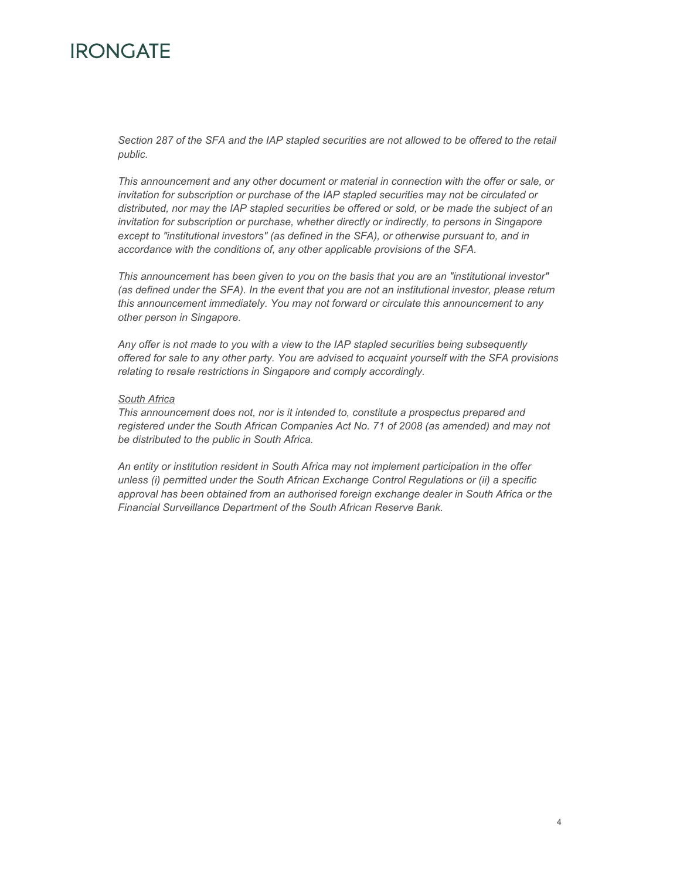*Section 287 of the SFA and the IAP stapled securities are not allowed to be offered to the retail public.*

*This announcement and any other document or material in connection with the offer or sale, or invitation for subscription or purchase of the IAP stapled securities may not be circulated or distributed, nor may the IAP stapled securities be offered or sold, or be made the subject of an invitation for subscription or purchase, whether directly or indirectly, to persons in Singapore except to "institutional investors" (as defined in the SFA), or otherwise pursuant to, and in accordance with the conditions of, any other applicable provisions of the SFA.*

*This announcement has been given to you on the basis that you are an "institutional investor" (as defined under the SFA). In the event that you are not an institutional investor, please return this announcement immediately. You may not forward or circulate this announcement to any other person in Singapore.*

*Any offer is not made to you with a view to the IAP stapled securities being subsequently offered for sale to any other party. You are advised to acquaint yourself with the SFA provisions relating to resale restrictions in Singapore and comply accordingly.*

*South Africa*

*This announcement does not, nor is it intended to, constitute a prospectus prepared and registered under the South African Companies Act No. 71 of 2008 (as amended) and may not be distributed to the public in South Africa.*

*An entity or institution resident in South Africa may not implement participation in the offer unless (i) permitted under the South African Exchange Control Regulations or (ii) a specific approval has been obtained from an authorised foreign exchange dealer in South Africa or the Financial Surveillance Department of the South African Reserve Bank.*